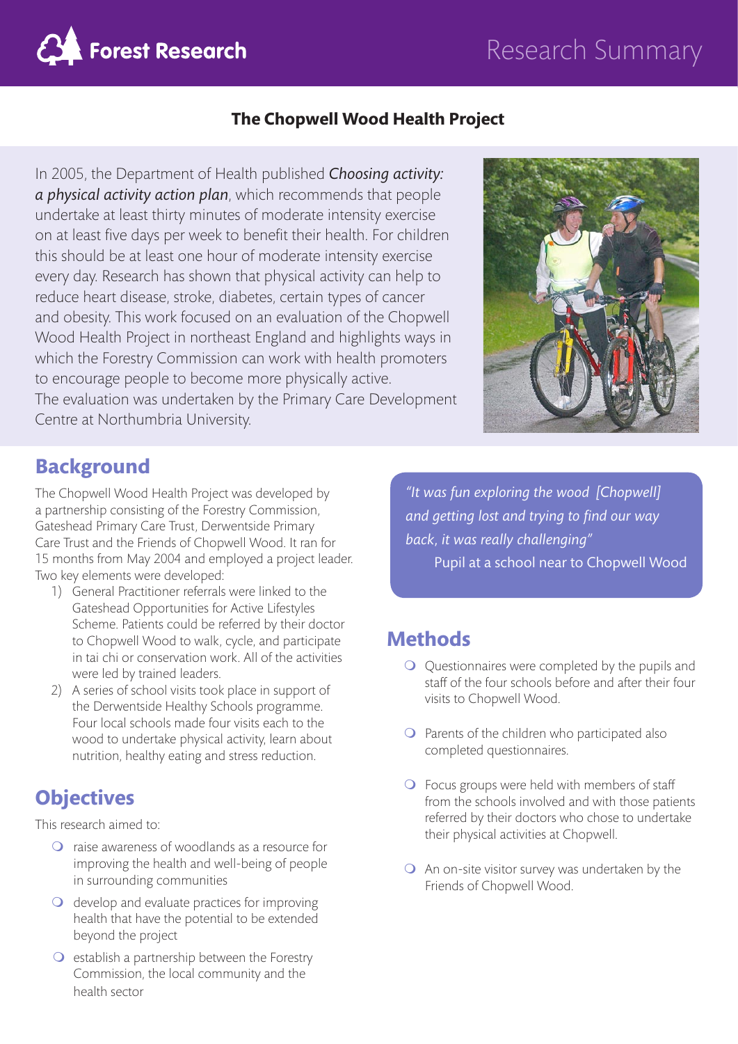Forest Research

Research Summary

# The Chopwell Wood Health Project

In 2005, the Department of Health published ***Choosing activity: a physical activity action plan***, which recommends that people undertake at least thirty minutes of moderate intensity exercise on at least five days per week to benefit their health. For children this should be at least one hour of moderate intensity exercise every day. Research has shown that physical activity can help to reduce heart disease, stroke, diabetes, certain types of cancer and obesity. This work focused on an evaluation of the Chopwell Wood Health Project in northeast England and highlights ways in which the Forestry Commission can work with health promoters to encourage people to become more physically active. The evaluation was undertaken by the Primary Care Development Centre at Northumbria University.

## Background

The Chopwell Wood Health Project was developed by a partnership consisting of the Forestry Commission, Gateshead Primary Care Trust, Derwentside Primary Care Trust and the Friends of Chopwell Wood. It ran for 15 months from May 2004 and employed a project leader. Two key elements were developed:

1) General Practitioner referrals were linked to the Gateshead Opportunities for Active Lifestyles Scheme. Patients could be referred by their doctor to Chopwell Wood to walk, cycle, and participate in tai chi or conservation work. All of the activities were led by trained leaders.
2) A series of school visits took place in support of the Derwentside Healthy Schools programme. Four local schools made four visits each to the wood to undertake physical activity, learn about nutrition, healthy eating and stress reduction.

## Objectives

This research aimed to:

- raise awareness of woodlands as a resource for improving the health and well-being of people in surrounding communities
- develop and evaluate practices for improving health that have the potential to be extended beyond the project
- establish a partnership between the Forestry Commission, the local community and the health sector

> *"It was fun exploring the wood [Chopwell] and getting lost and trying to find our way back, it was really challenging"*
> Pupil at a school near to Chopwell Wood

## Methods

- Questionnaires were completed by the pupils and staff of the four schools before and after their four visits to Chopwell Wood.
- Parents of the children who participated also completed questionnaires.
- Focus groups were held with members of staff from the schools involved and with those patients referred by their doctors who chose to undertake their physical activities at Chopwell.
- An on-site visitor survey was undertaken by the Friends of Chopwell Wood.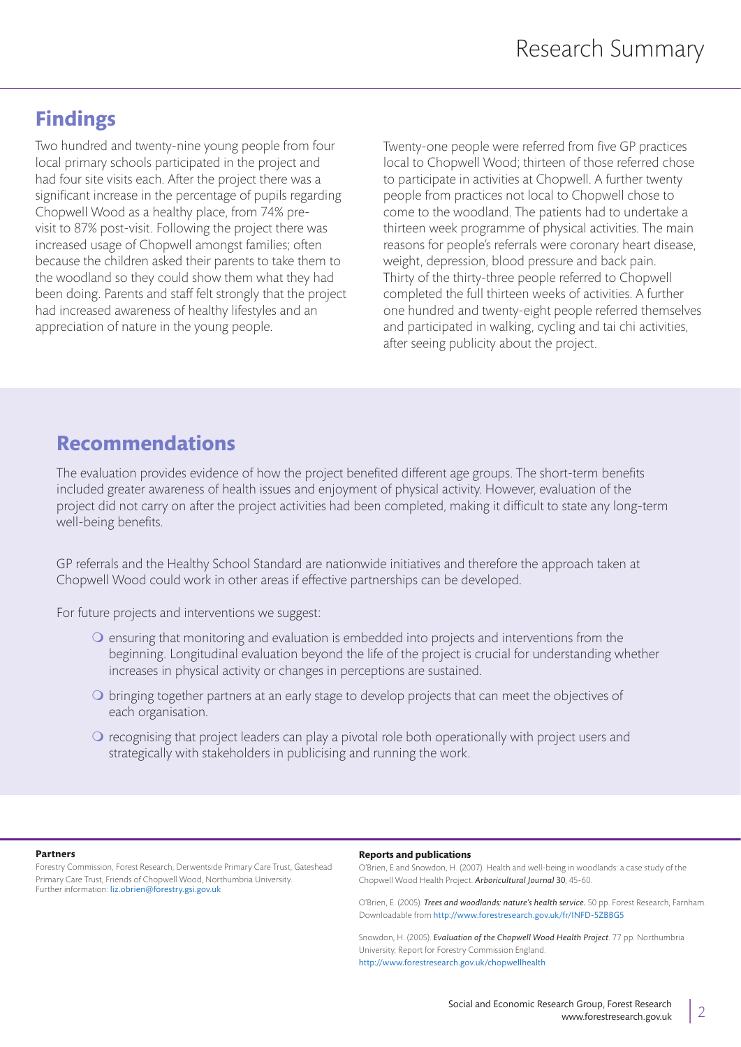## Findings

Two hundred and twenty-nine young people from four local primary schools participated in the project and had four site visits each. After the project there was a significant increase in the percentage of pupils regarding Chopwell Wood as a healthy place, from 74% pre-visit to 87% post-visit. Following the project there was increased usage of Chopwell amongst families; often because the children asked their parents to take them to the woodland so they could show them what they had been doing. Parents and staff felt strongly that the project had increased awareness of healthy lifestyles and an appreciation of nature in the young people.

Twenty-one people were referred from five GP practices local to Chopwell Wood; thirteen of those referred chose to participate in activities at Chopwell. A further twenty people from practices not local to Chopwell chose to come to the woodland. The patients had to undertake a thirteen week programme of physical activities. The main reasons for people's referrals were coronary heart disease, weight, depression, blood pressure and back pain. Thirty of the thirty-three people referred to Chopwell completed the full thirteen weeks of activities. A further one hundred and twenty-eight people referred themselves and participated in walking, cycling and tai chi activities, after seeing publicity about the project.

## Recommendations

The evaluation provides evidence of how the project benefited different age groups. The short-term benefits included greater awareness of health issues and enjoyment of physical activity. However, evaluation of the project did not carry on after the project activities had been completed, making it difficult to state any long-term well-being benefits.

GP referrals and the Healthy School Standard are nationwide initiatives and therefore the approach taken at Chopwell Wood could work in other areas if effective partnerships can be developed.

For future projects and interventions we suggest:

- ensuring that monitoring and evaluation is embedded into projects and interventions from the beginning. Longitudinal evaluation beyond the life of the project is crucial for understanding whether increases in physical activity or changes in perceptions are sustained.
- bringing together partners at an early stage to develop projects that can meet the objectives of each organisation.
- recognising that project leaders can play a pivotal role both operationally with project users and strategically with stakeholders in publicising and running the work.

**Partners**

Forestry Commission, Forest Research, Derwentside Primary Care Trust, Gateshead Primary Care Trust, Friends of Chopwell Wood, Northumbria University.
Further information: liz.obrien@forestry.gsi.gov.uk

**Reports and publications**

O'Brien, E and Snowdon, H. (2007). Health and well-being in woodlands: a case study of the Chopwell Wood Health Project. ***Arboricultural Journal*** **30**, 45-60.

O'Brien, E. (2005). ***Trees and woodlands: nature's health service.*** 50 pp. Forest Research, Farnham. Downloadable from http://www.forestresearch.gov.uk/fr/INFD-5ZBBG5

Snowdon, H. (2005). ***Evaluation of the Chopwell Wood Health Project***. 77 pp. Northumbria University, Report for Forestry Commission England. http://www.forestresearch.gov.uk/chopwellhealth

Social and Economic Research Group, Forest Research
www.forestresearch.gov.uk